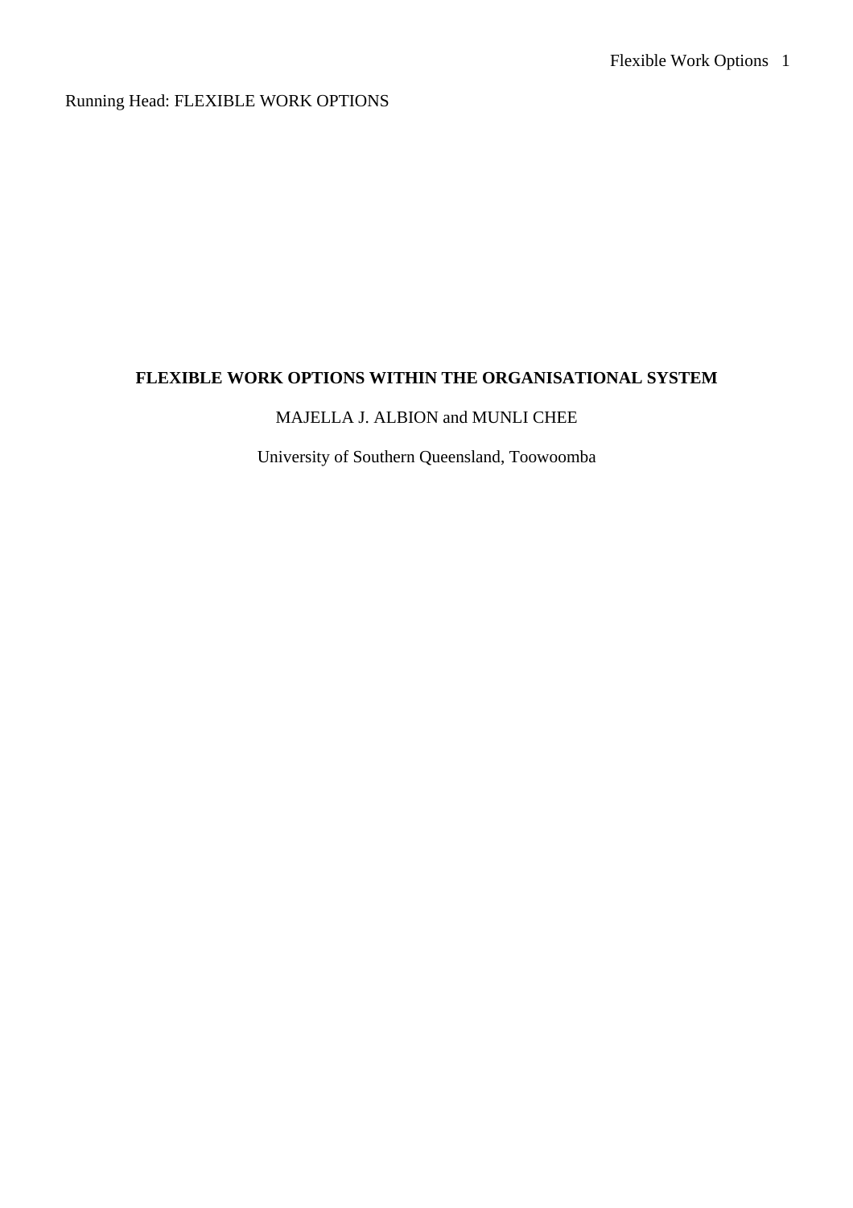Running Head: FLEXIBLE WORK OPTIONS

# FLEXIBLE WORK OPTIONS WITHIN THE ORGANISATIONAL SYSTEM

MAJELLA J. ALBION and MUNLI CHEE

University of Southern Queensland, Toowoomba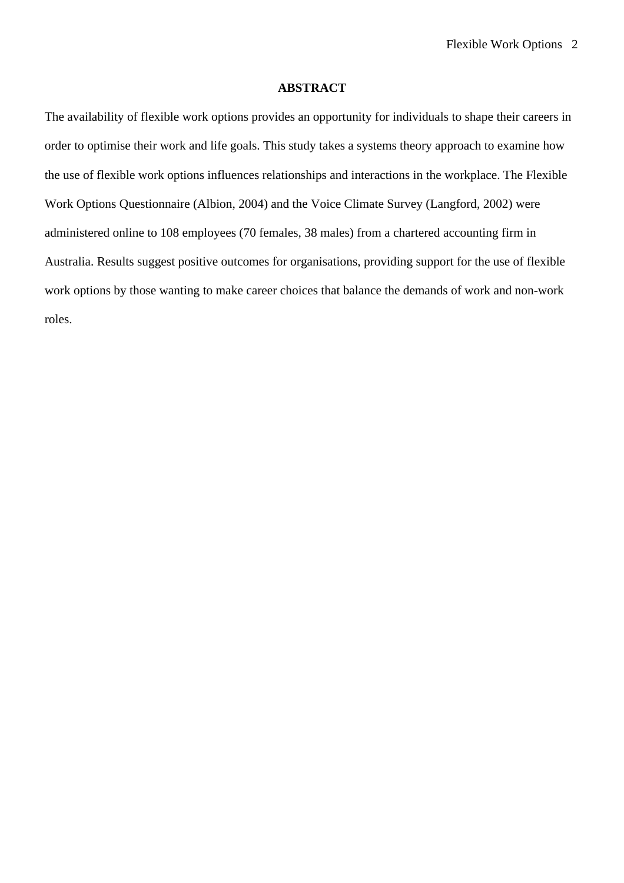## ABSTRACT

The availability of flexible work options provides an opportunity for individuals to shape their careers in order to optimise their work and life goals. This study takes a systems theory approach to examine how the use of flexible work options influences relationships and interactions in the workplace. The Flexible Work Options Questionnaire (Albion, 2004) and the Voice Climate Survey (Langford, 2002) were administered online to 108 employees (70 females, 38 males) from a chartered accounting firm in Australia. Results suggest positive outcomes for organisations, providing support for the use of flexible work options by those wanting to make career choices that balance the demands of work and non-work roles.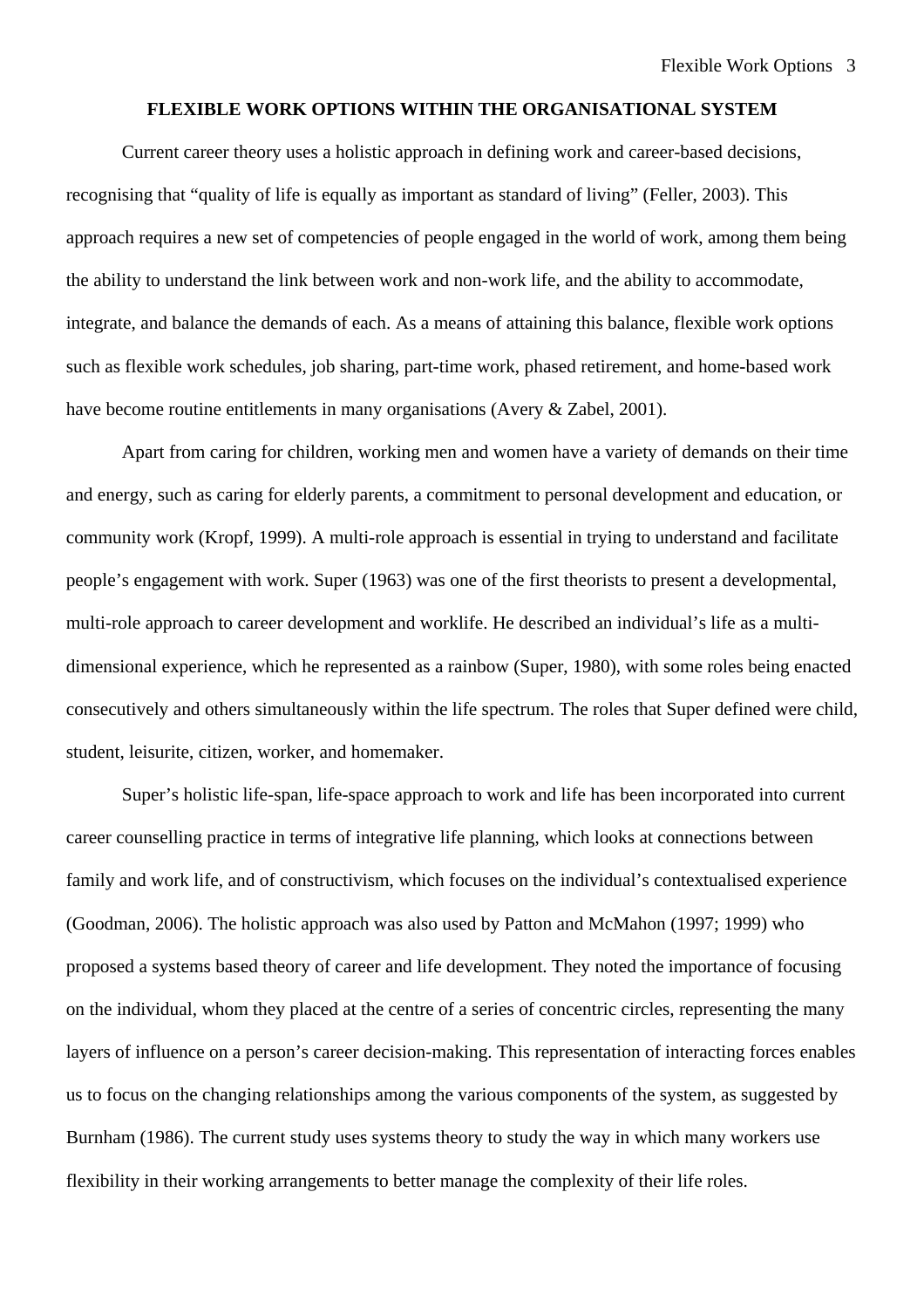## FLEXIBLE WORK OPTIONS WITHIN THE ORGANISATIONAL SYSTEM

Current career theory uses a holistic approach in defining work and career-based decisions, recognising that "quality of life is equally as important as standard of living" (Feller, 2003). This approach requires a new set of competencies of people engaged in the world of work, among them being the ability to understand the link between work and non-work life, and the ability to accommodate, integrate, and balance the demands of each. As a means of attaining this balance, flexible work options such as flexible work schedules, job sharing, part-time work, phased retirement, and home-based work have become routine entitlements in many organisations (Avery & Zabel, 2001).

Apart from caring for children, working men and women have a variety of demands on their time and energy, such as caring for elderly parents, a commitment to personal development and education, or community work (Kropf, 1999). A multi-role approach is essential in trying to understand and facilitate people's engagement with work. Super (1963) was one of the first theorists to present a developmental, multi-role approach to career development and worklife. He described an individual's life as a multi-dimensional experience, which he represented as a rainbow (Super, 1980), with some roles being enacted consecutively and others simultaneously within the life spectrum. The roles that Super defined were child, student, leisurite, citizen, worker, and homemaker.

Super's holistic life-span, life-space approach to work and life has been incorporated into current career counselling practice in terms of integrative life planning, which looks at connections between family and work life, and of constructivism, which focuses on the individual's contextualised experience (Goodman, 2006). The holistic approach was also used by Patton and McMahon (1997; 1999) who proposed a systems based theory of career and life development. They noted the importance of focusing on the individual, whom they placed at the centre of a series of concentric circles, representing the many layers of influence on a person's career decision-making. This representation of interacting forces enables us to focus on the changing relationships among the various components of the system, as suggested by Burnham (1986). The current study uses systems theory to study the way in which many workers use flexibility in their working arrangements to better manage the complexity of their life roles.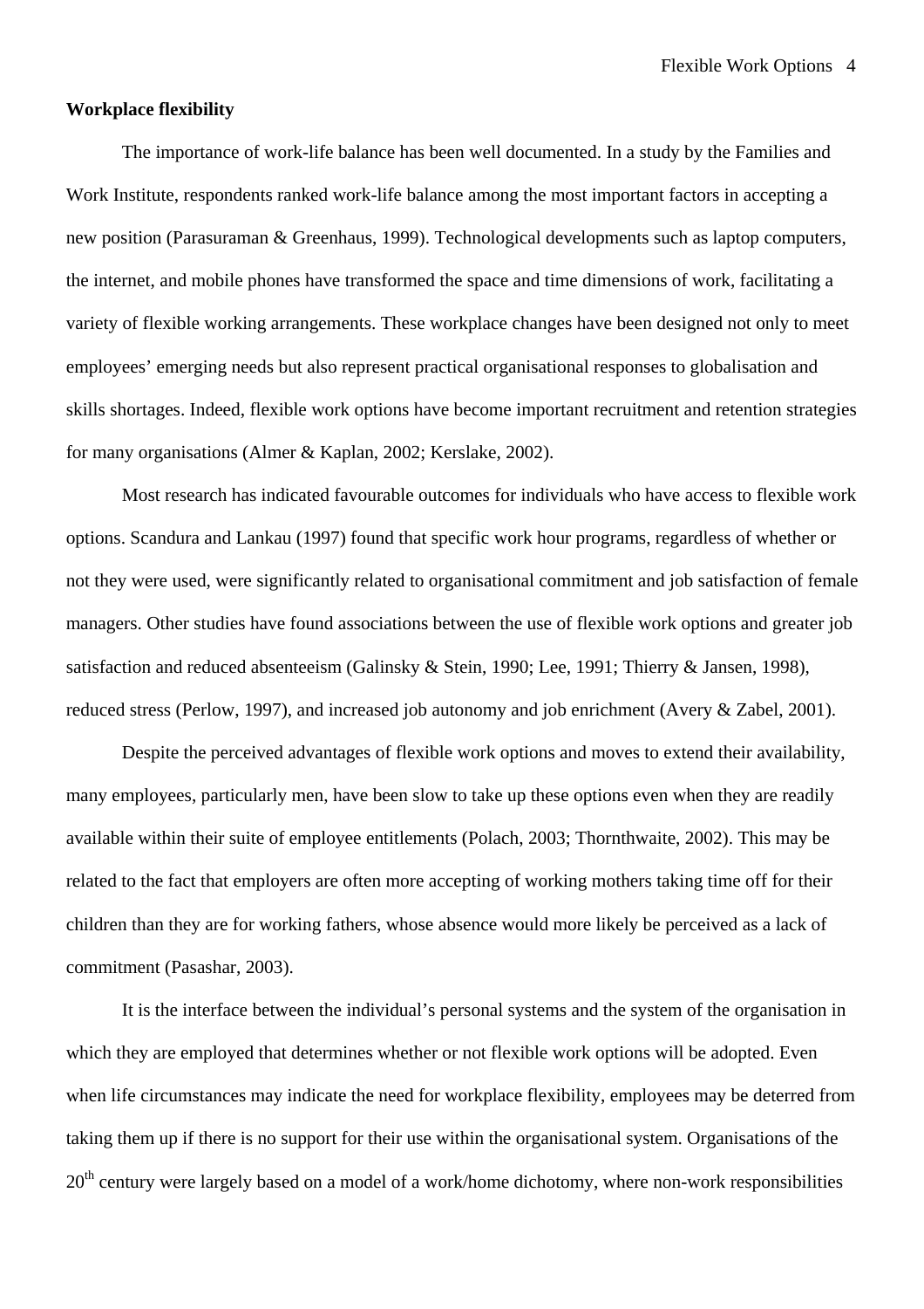**Workplace flexibility**

The importance of work-life balance has been well documented. In a study by the Families and Work Institute, respondents ranked work-life balance among the most important factors in accepting a new position (Parasuraman & Greenhaus, 1999). Technological developments such as laptop computers, the internet, and mobile phones have transformed the space and time dimensions of work, facilitating a variety of flexible working arrangements. These workplace changes have been designed not only to meet employees' emerging needs but also represent practical organisational responses to globalisation and skills shortages. Indeed, flexible work options have become important recruitment and retention strategies for many organisations (Almer & Kaplan, 2002; Kerslake, 2002).

Most research has indicated favourable outcomes for individuals who have access to flexible work options. Scandura and Lankau (1997) found that specific work hour programs, regardless of whether or not they were used, were significantly related to organisational commitment and job satisfaction of female managers. Other studies have found associations between the use of flexible work options and greater job satisfaction and reduced absenteeism (Galinsky & Stein, 1990; Lee, 1991; Thierry & Jansen, 1998), reduced stress (Perlow, 1997), and increased job autonomy and job enrichment (Avery & Zabel, 2001).

Despite the perceived advantages of flexible work options and moves to extend their availability, many employees, particularly men, have been slow to take up these options even when they are readily available within their suite of employee entitlements (Polach, 2003; Thornthwaite, 2002). This may be related to the fact that employers are often more accepting of working mothers taking time off for their children than they are for working fathers, whose absence would more likely be perceived as a lack of commitment (Pasashar, 2003).

It is the interface between the individual's personal systems and the system of the organisation in which they are employed that determines whether or not flexible work options will be adopted. Even when life circumstances may indicate the need for workplace flexibility, employees may be deterred from taking them up if there is no support for their use within the organisational system. Organisations of the 20th century were largely based on a model of a work/home dichotomy, where non-work responsibilities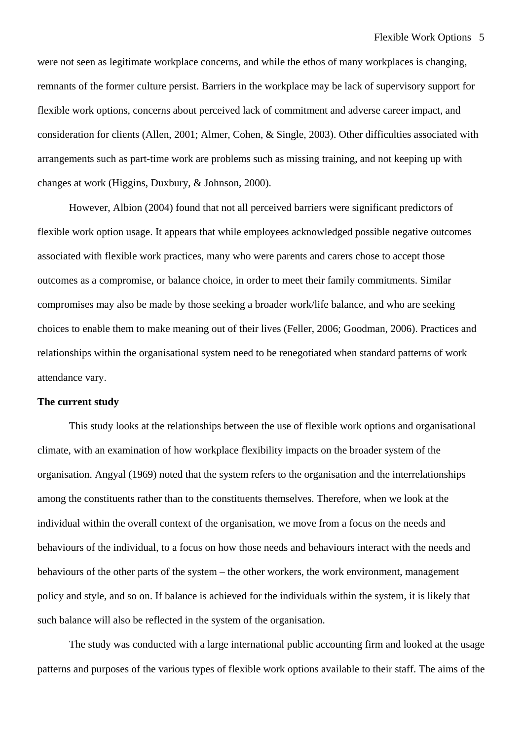were not seen as legitimate workplace concerns, and while the ethos of many workplaces is changing, remnants of the former culture persist. Barriers in the workplace may be lack of supervisory support for flexible work options, concerns about perceived lack of commitment and adverse career impact, and consideration for clients (Allen, 2001; Almer, Cohen, & Single, 2003). Other difficulties associated with arrangements such as part-time work are problems such as missing training, and not keeping up with changes at work (Higgins, Duxbury, & Johnson, 2000).

However, Albion (2004) found that not all perceived barriers were significant predictors of flexible work option usage. It appears that while employees acknowledged possible negative outcomes associated with flexible work practices, many who were parents and carers chose to accept those outcomes as a compromise, or balance choice, in order to meet their family commitments. Similar compromises may also be made by those seeking a broader work/life balance, and who are seeking choices to enable them to make meaning out of their lives (Feller, 2006; Goodman, 2006). Practices and relationships within the organisational system need to be renegotiated when standard patterns of work attendance vary.

**The current study**

This study looks at the relationships between the use of flexible work options and organisational climate, with an examination of how workplace flexibility impacts on the broader system of the organisation. Angyal (1969) noted that the system refers to the organisation and the interrelationships among the constituents rather than to the constituents themselves. Therefore, when we look at the individual within the overall context of the organisation, we move from a focus on the needs and behaviours of the individual, to a focus on how those needs and behaviours interact with the needs and behaviours of the other parts of the system – the other workers, the work environment, management policy and style, and so on. If balance is achieved for the individuals within the system, it is likely that such balance will also be reflected in the system of the organisation.

The study was conducted with a large international public accounting firm and looked at the usage patterns and purposes of the various types of flexible work options available to their staff. The aims of the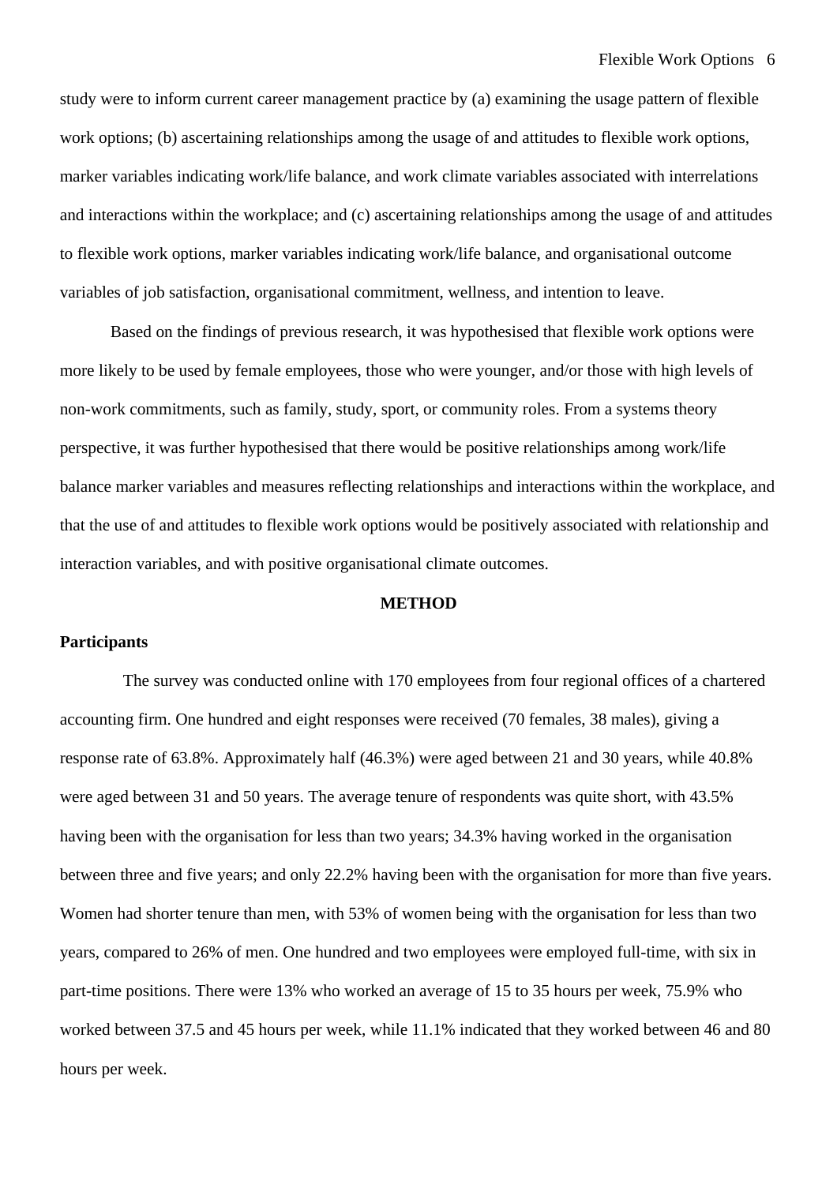study were to inform current career management practice by (a) examining the usage pattern of flexible work options; (b) ascertaining relationships among the usage of and attitudes to flexible work options, marker variables indicating work/life balance, and work climate variables associated with interrelations and interactions within the workplace; and (c) ascertaining relationships among the usage of and attitudes to flexible work options, marker variables indicating work/life balance, and organisational outcome variables of job satisfaction, organisational commitment, wellness, and intention to leave.

Based on the findings of previous research, it was hypothesised that flexible work options were more likely to be used by female employees, those who were younger, and/or those with high levels of non-work commitments, such as family, study, sport, or community roles. From a systems theory perspective, it was further hypothesised that there would be positive relationships among work/life balance marker variables and measures reflecting relationships and interactions within the workplace, and that the use of and attitudes to flexible work options would be positively associated with relationship and interaction variables, and with positive organisational climate outcomes.

## METHOD

### Participants

The survey was conducted online with 170 employees from four regional offices of a chartered accounting firm. One hundred and eight responses were received (70 females, 38 males), giving a response rate of 63.8%. Approximately half (46.3%) were aged between 21 and 30 years, while 40.8% were aged between 31 and 50 years. The average tenure of respondents was quite short, with 43.5% having been with the organisation for less than two years; 34.3% having worked in the organisation between three and five years; and only 22.2% having been with the organisation for more than five years. Women had shorter tenure than men, with 53% of women being with the organisation for less than two years, compared to 26% of men. One hundred and two employees were employed full-time, with six in part-time positions. There were 13% who worked an average of 15 to 35 hours per week, 75.9% who worked between 37.5 and 45 hours per week, while 11.1% indicated that they worked between 46 and 80 hours per week.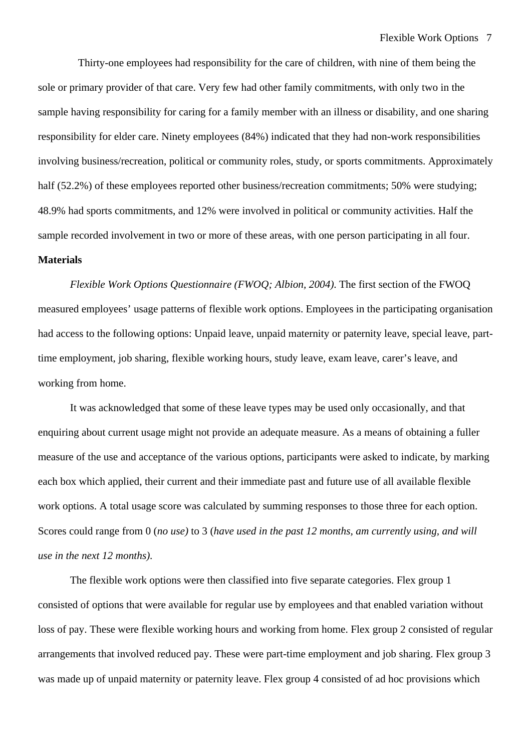Thirty-one employees had responsibility for the care of children, with nine of them being the sole or primary provider of that care. Very few had other family commitments, with only two in the sample having responsibility for caring for a family member with an illness or disability, and one sharing responsibility for elder care. Ninety employees (84%) indicated that they had non-work responsibilities involving business/recreation, political or community roles, study, or sports commitments. Approximately half (52.2%) of these employees reported other business/recreation commitments; 50% were studying; 48.9% had sports commitments, and 12% were involved in political or community activities. Half the sample recorded involvement in two or more of these areas, with one person participating in all four.

**Materials**

*Flexible Work Options Questionnaire (FWOQ; Albion, 2004).* The first section of the FWOQ measured employees' usage patterns of flexible work options. Employees in the participating organisation had access to the following options: Unpaid leave, unpaid maternity or paternity leave, special leave, part-time employment, job sharing, flexible working hours, study leave, exam leave, carer's leave, and working from home.

It was acknowledged that some of these leave types may be used only occasionally, and that enquiring about current usage might not provide an adequate measure. As a means of obtaining a fuller measure of the use and acceptance of the various options, participants were asked to indicate, by marking each box which applied, their current and their immediate past and future use of all available flexible work options. A total usage score was calculated by summing responses to those three for each option. Scores could range from 0 (*no use)* to 3 (*have used in the past 12 months, am currently using, and will use in the next 12 months)*.

The flexible work options were then classified into five separate categories. Flex group 1 consisted of options that were available for regular use by employees and that enabled variation without loss of pay. These were flexible working hours and working from home. Flex group 2 consisted of regular arrangements that involved reduced pay. These were part-time employment and job sharing. Flex group 3 was made up of unpaid maternity or paternity leave. Flex group 4 consisted of ad hoc provisions which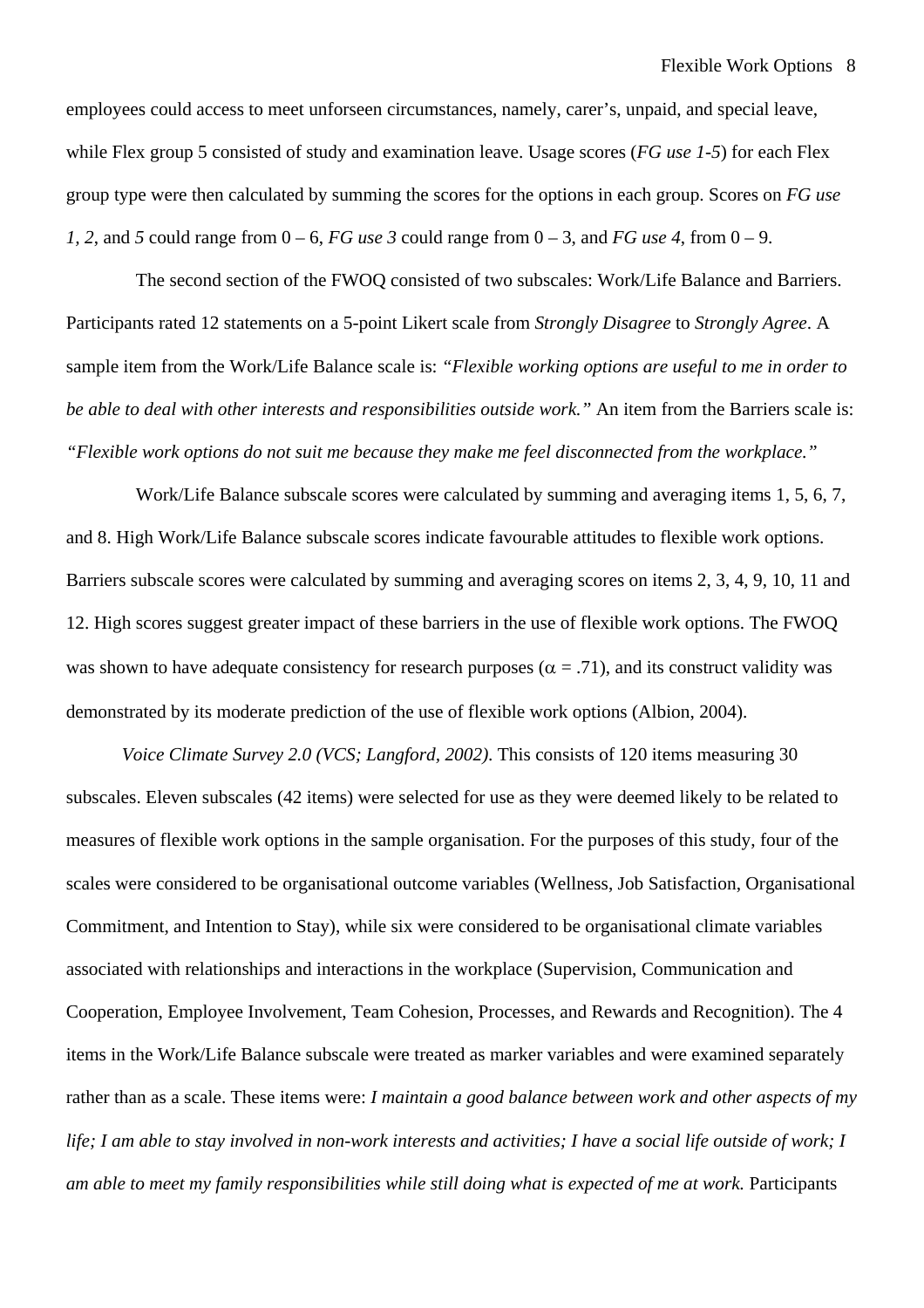employees could access to meet unforseen circumstances, namely, carer's, unpaid, and special leave, while Flex group 5 consisted of study and examination leave. Usage scores (*FG use 1-5*) for each Flex group type were then calculated by summing the scores for the options in each group. Scores on *FG use 1, 2,* and *5* could range from 0 – 6, *FG use 3* could range from 0 – 3, and *FG use 4*, from 0 – 9.

The second section of the FWOQ consisted of two subscales: Work/Life Balance and Barriers. Participants rated 12 statements on a 5-point Likert scale from *Strongly Disagree* to *Strongly Agree*. A sample item from the Work/Life Balance scale is: *"Flexible working options are useful to me in order to be able to deal with other interests and responsibilities outside work."* An item from the Barriers scale is: *"Flexible work options do not suit me because they make me feel disconnected from the workplace."*

Work/Life Balance subscale scores were calculated by summing and averaging items 1, 5, 6, 7, and 8. High Work/Life Balance subscale scores indicate favourable attitudes to flexible work options. Barriers subscale scores were calculated by summing and averaging scores on items 2, 3, 4, 9, 10, 11 and 12. High scores suggest greater impact of these barriers in the use of flexible work options. The FWOQ was shown to have adequate consistency for research purposes ($\alpha = .71$), and its construct validity was demonstrated by its moderate prediction of the use of flexible work options (Albion, 2004).

*Voice Climate Survey 2.0 (VCS; Langford, 2002).* This consists of 120 items measuring 30 subscales. Eleven subscales (42 items) were selected for use as they were deemed likely to be related to measures of flexible work options in the sample organisation. For the purposes of this study, four of the scales were considered to be organisational outcome variables (Wellness, Job Satisfaction, Organisational Commitment, and Intention to Stay), while six were considered to be organisational climate variables associated with relationships and interactions in the workplace (Supervision, Communication and Cooperation, Employee Involvement, Team Cohesion, Processes, and Rewards and Recognition). The 4 items in the Work/Life Balance subscale were treated as marker variables and were examined separately rather than as a scale. These items were: *I maintain a good balance between work and other aspects of my life; I am able to stay involved in non-work interests and activities; I have a social life outside of work; I am able to meet my family responsibilities while still doing what is expected of me at work.* Participants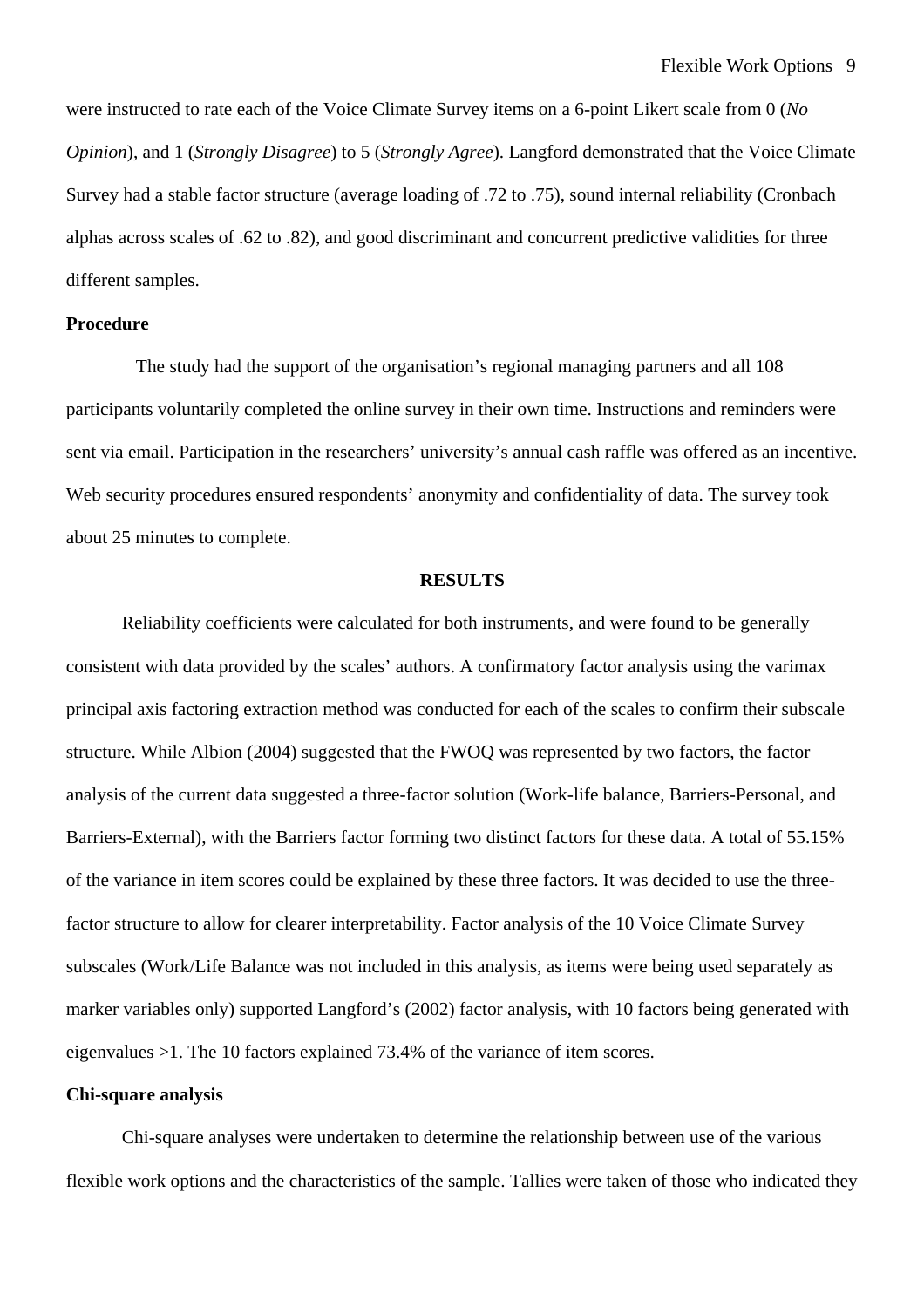were instructed to rate each of the Voice Climate Survey items on a 6-point Likert scale from 0 (*No Opinion*), and 1 (*Strongly Disagree*) to 5 (*Strongly Agree*). Langford demonstrated that the Voice Climate Survey had a stable factor structure (average loading of .72 to .75), sound internal reliability (Cronbach alphas across scales of .62 to .82), and good discriminant and concurrent predictive validities for three different samples.

**Procedure**

The study had the support of the organisation's regional managing partners and all 108 participants voluntarily completed the online survey in their own time. Instructions and reminders were sent via email. Participation in the researchers' university's annual cash raffle was offered as an incentive. Web security procedures ensured respondents' anonymity and confidentiality of data. The survey took about 25 minutes to complete.

## RESULTS

Reliability coefficients were calculated for both instruments, and were found to be generally consistent with data provided by the scales' authors. A confirmatory factor analysis using the varimax principal axis factoring extraction method was conducted for each of the scales to confirm their subscale structure. While Albion (2004) suggested that the FWOQ was represented by two factors, the factor analysis of the current data suggested a three-factor solution (Work-life balance, Barriers-Personal, and Barriers-External), with the Barriers factor forming two distinct factors for these data. A total of 55.15% of the variance in item scores could be explained by these three factors. It was decided to use the three-factor structure to allow for clearer interpretability. Factor analysis of the 10 Voice Climate Survey subscales (Work/Life Balance was not included in this analysis, as items were being used separately as marker variables only) supported Langford's (2002) factor analysis, with 10 factors being generated with eigenvalues >1. The 10 factors explained 73.4% of the variance of item scores.

**Chi-square analysis**

Chi-square analyses were undertaken to determine the relationship between use of the various flexible work options and the characteristics of the sample. Tallies were taken of those who indicated they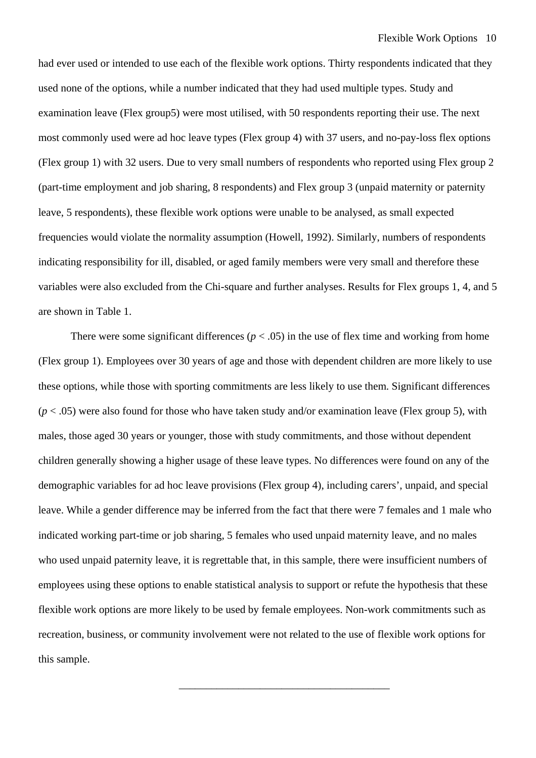had ever used or intended to use each of the flexible work options. Thirty respondents indicated that they used none of the options, while a number indicated that they had used multiple types. Study and examination leave (Flex group5) were most utilised, with 50 respondents reporting their use. The next most commonly used were ad hoc leave types (Flex group 4) with 37 users, and no-pay-loss flex options (Flex group 1) with 32 users. Due to very small numbers of respondents who reported using Flex group 2 (part-time employment and job sharing, 8 respondents) and Flex group 3 (unpaid maternity or paternity leave, 5 respondents), these flexible work options were unable to be analysed, as small expected frequencies would violate the normality assumption (Howell, 1992). Similarly, numbers of respondents indicating responsibility for ill, disabled, or aged family members were very small and therefore these variables were also excluded from the Chi-square and further analyses. Results for Flex groups 1, 4, and 5 are shown in Table 1.

There were some significant differences ($p < .05$) in the use of flex time and working from home (Flex group 1). Employees over 30 years of age and those with dependent children are more likely to use these options, while those with sporting commitments are less likely to use them. Significant differences ($p < .05$) were also found for those who have taken study and/or examination leave (Flex group 5), with males, those aged 30 years or younger, those with study commitments, and those without dependent children generally showing a higher usage of these leave types. No differences were found on any of the demographic variables for ad hoc leave provisions (Flex group 4), including carers', unpaid, and special leave. While a gender difference may be inferred from the fact that there were 7 females and 1 male who indicated working part-time or job sharing, 5 females who used unpaid maternity leave, and no males who used unpaid paternity leave, it is regrettable that, in this sample, there were insufficient numbers of employees using these options to enable statistical analysis to support or refute the hypothesis that these flexible work options are more likely to be used by female employees. Non-work commitments such as recreation, business, or community involvement were not related to the use of flexible work options for this sample.

---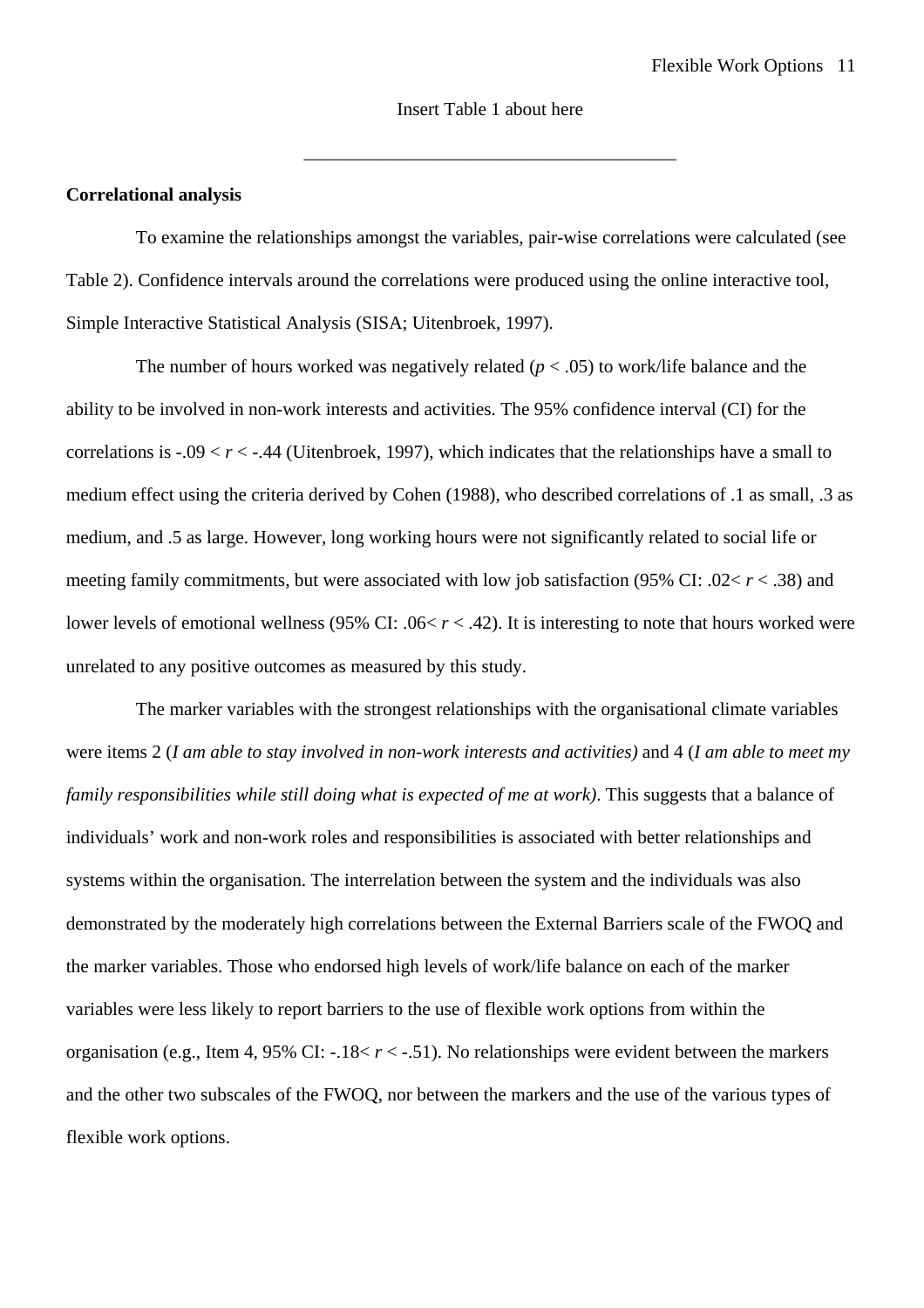Insert Table 1 about here

\_\_\_\_\_\_\_\_\_\_\_\_\_\_\_\_\_\_\_\_\_\_\_\_\_\_\_\_\_\_\_\_\_\_\_\_\_\_\_\_

**Correlational analysis**

To examine the relationships amongst the variables, pair-wise correlations were calculated (see Table 2). Confidence intervals around the correlations were produced using the online interactive tool, Simple Interactive Statistical Analysis (SISA; Uitenbroek, 1997).

The number of hours worked was negatively related ($p < .05$) to work/life balance and the ability to be involved in non-work interests and activities. The 95% confidence interval (CI) for the correlations is $-.09 < r < -.44$ (Uitenbroek, 1997), which indicates that the relationships have a small to medium effect using the criteria derived by Cohen (1988), who described correlations of .1 as small, .3 as medium, and .5 as large. However, long working hours were not significantly related to social life or meeting family commitments, but were associated with low job satisfaction (95% CI: $.02 < r < .38$) and lower levels of emotional wellness (95% CI: $.06 < r < .42$). It is interesting to note that hours worked were unrelated to any positive outcomes as measured by this study.

The marker variables with the strongest relationships with the organisational climate variables were items 2 (*I am able to stay involved in non-work interests and activities)* and 4 (*I am able to meet my family responsibilities while still doing what is expected of me at work)*. This suggests that a balance of individuals' work and non-work roles and responsibilities is associated with better relationships and systems within the organisation. The interrelation between the system and the individuals was also demonstrated by the moderately high correlations between the External Barriers scale of the FWOQ and the marker variables. Those who endorsed high levels of work/life balance on each of the marker variables were less likely to report barriers to the use of flexible work options from within the organisation (e.g., Item 4, 95% CI: $-.18 < r < -.51$). No relationships were evident between the markers and the other two subscales of the FWOQ, nor between the markers and the use of the various types of flexible work options.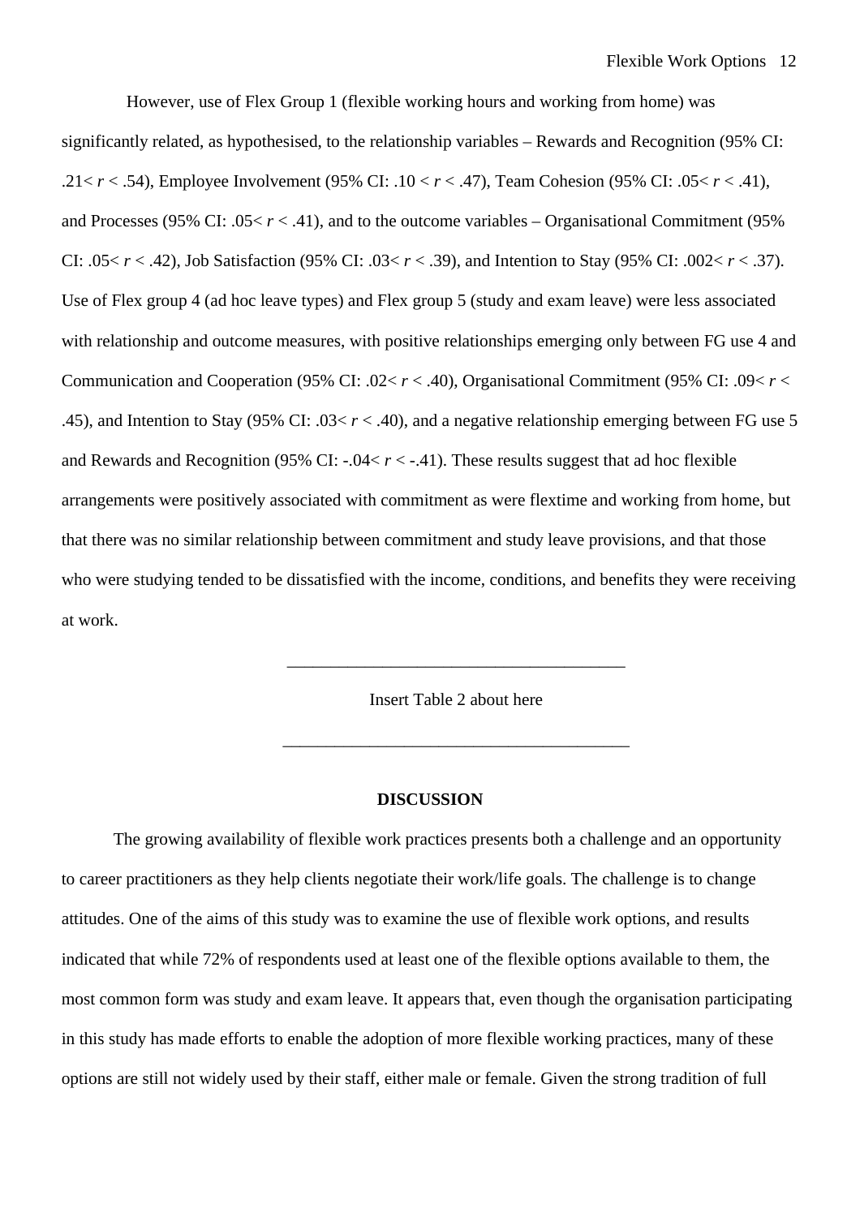However, use of Flex Group 1 (flexible working hours and working from home) was significantly related, as hypothesised, to the relationship variables – Rewards and Recognition (95% CI: $.21 < r < .54$), Employee Involvement (95% CI: $.10 < r < .47$), Team Cohesion (95% CI: $.05 < r < .41$), and Processes (95% CI: $.05 < r < .41$), and to the outcome variables – Organisational Commitment (95% CI: $.05 < r < .42$), Job Satisfaction (95% CI: $.03 < r < .39$), and Intention to Stay (95% CI: $.002 < r < .37$). Use of Flex group 4 (ad hoc leave types) and Flex group 5 (study and exam leave) were less associated with relationship and outcome measures, with positive relationships emerging only between FG use 4 and Communication and Cooperation (95% CI: $.02 < r < .40$), Organisational Commitment (95% CI: $.09 < r < .45$), and Intention to Stay (95% CI: $.03 < r < .40$), and a negative relationship emerging between FG use 5 and Rewards and Recognition (95% CI: $-.04 < r < -.41$). These results suggest that ad hoc flexible arrangements were positively associated with commitment as were flextime and working from home, but that there was no similar relationship between commitment and study leave provisions, and that those who were studying tended to be dissatisfied with the income, conditions, and benefits they were receiving at work.

---

Insert Table 2 about here

---

## DISCUSSION

The growing availability of flexible work practices presents both a challenge and an opportunity to career practitioners as they help clients negotiate their work/life goals. The challenge is to change attitudes. One of the aims of this study was to examine the use of flexible work options, and results indicated that while 72% of respondents used at least one of the flexible options available to them, the most common form was study and exam leave. It appears that, even though the organisation participating in this study has made efforts to enable the adoption of more flexible working practices, many of these options are still not widely used by their staff, either male or female. Given the strong tradition of full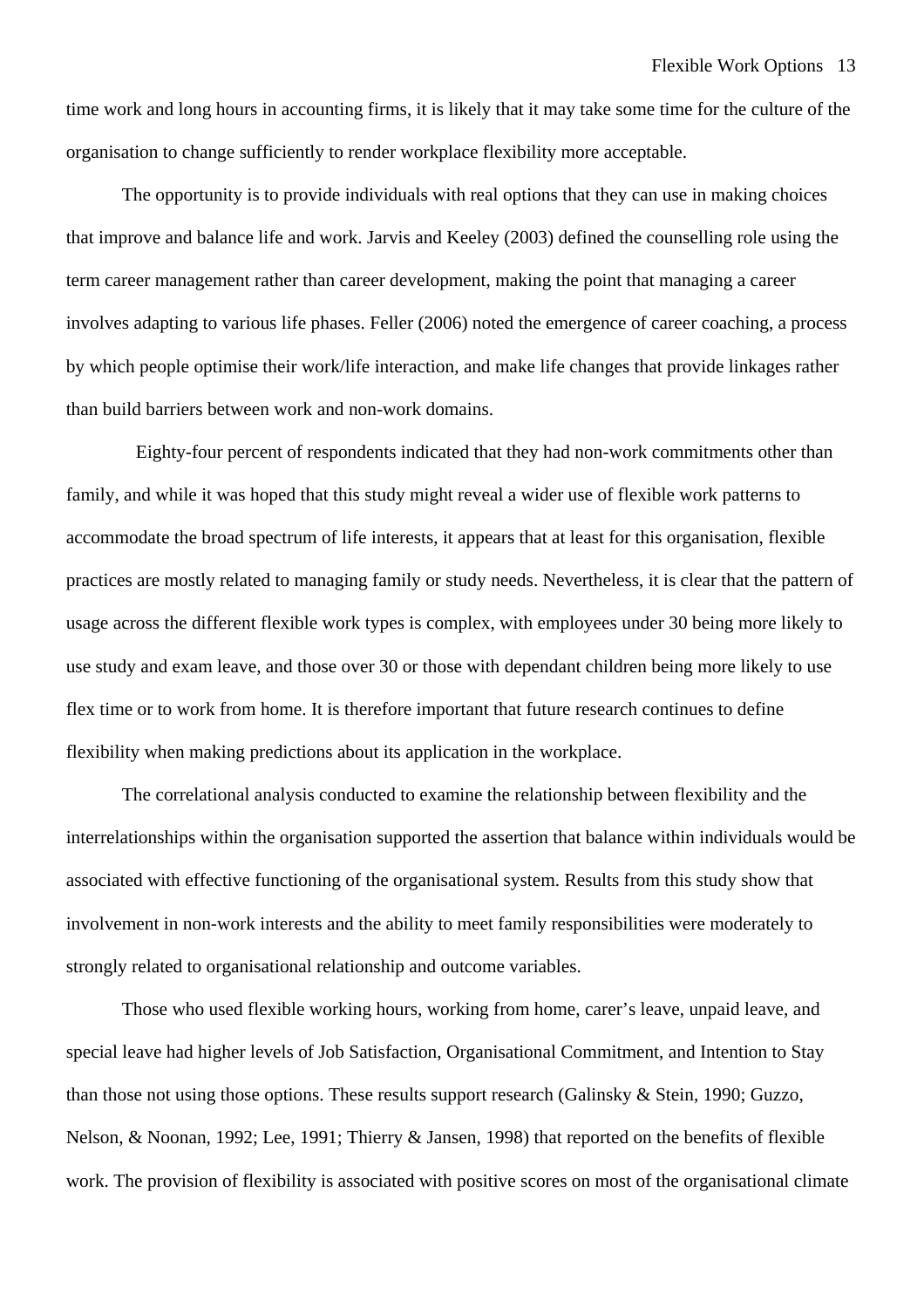time work and long hours in accounting firms, it is likely that it may take some time for the culture of the organisation to change sufficiently to render workplace flexibility more acceptable.

The opportunity is to provide individuals with real options that they can use in making choices that improve and balance life and work. Jarvis and Keeley (2003) defined the counselling role using the term career management rather than career development, making the point that managing a career involves adapting to various life phases. Feller (2006) noted the emergence of career coaching, a process by which people optimise their work/life interaction, and make life changes that provide linkages rather than build barriers between work and non-work domains.

Eighty-four percent of respondents indicated that they had non-work commitments other than family, and while it was hoped that this study might reveal a wider use of flexible work patterns to accommodate the broad spectrum of life interests, it appears that at least for this organisation, flexible practices are mostly related to managing family or study needs. Nevertheless, it is clear that the pattern of usage across the different flexible work types is complex, with employees under 30 being more likely to use study and exam leave, and those over 30 or those with dependant children being more likely to use flex time or to work from home. It is therefore important that future research continues to define flexibility when making predictions about its application in the workplace.

The correlational analysis conducted to examine the relationship between flexibility and the interrelationships within the organisation supported the assertion that balance within individuals would be associated with effective functioning of the organisational system. Results from this study show that involvement in non-work interests and the ability to meet family responsibilities were moderately to strongly related to organisational relationship and outcome variables.

Those who used flexible working hours, working from home, carer's leave, unpaid leave, and special leave had higher levels of Job Satisfaction, Organisational Commitment, and Intention to Stay than those not using those options. These results support research (Galinsky & Stein, 1990; Guzzo, Nelson, & Noonan, 1992; Lee, 1991; Thierry & Jansen, 1998) that reported on the benefits of flexible work. The provision of flexibility is associated with positive scores on most of the organisational climate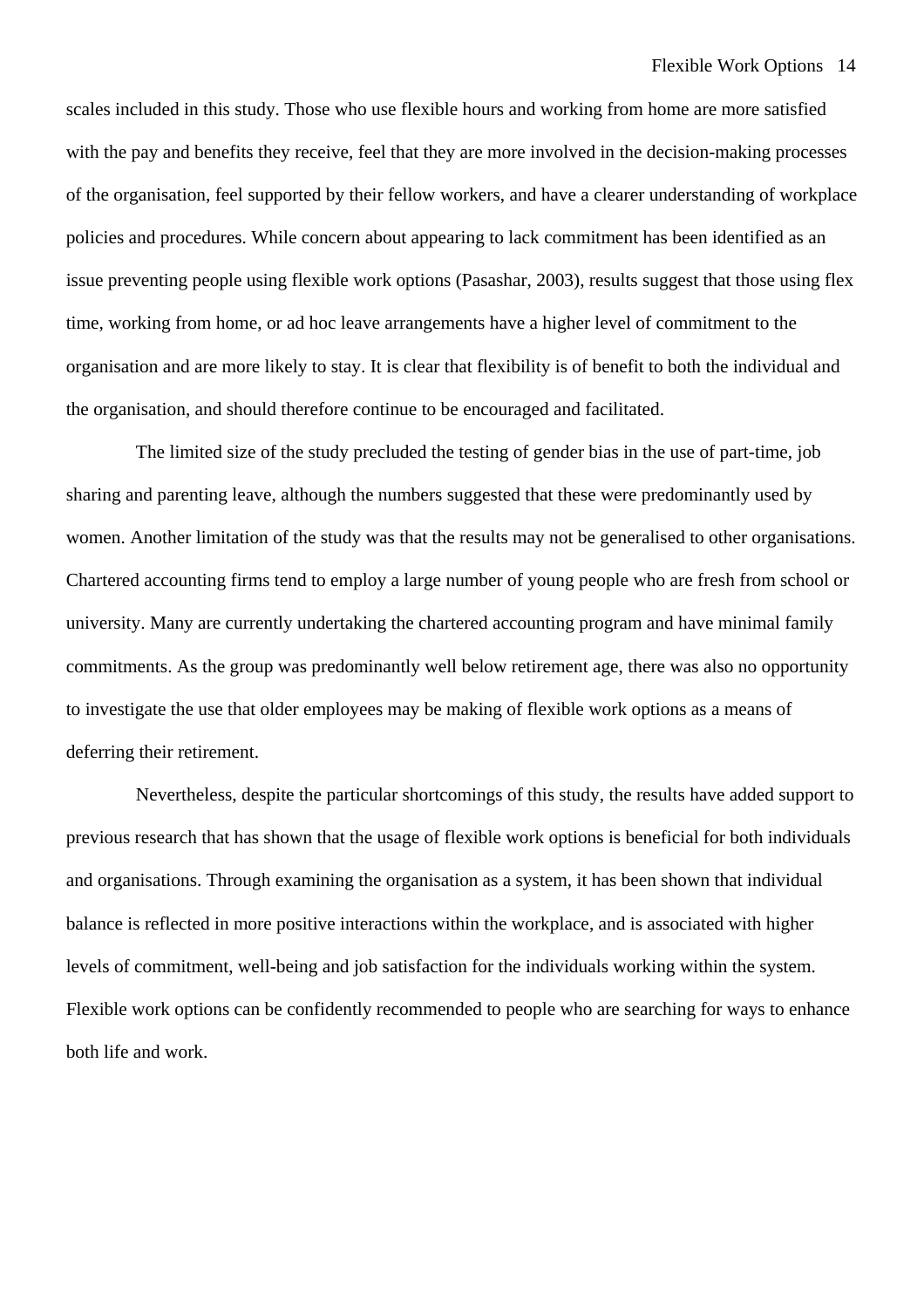scales included in this study. Those who use flexible hours and working from home are more satisfied with the pay and benefits they receive, feel that they are more involved in the decision-making processes of the organisation, feel supported by their fellow workers, and have a clearer understanding of workplace policies and procedures. While concern about appearing to lack commitment has been identified as an issue preventing people using flexible work options (Pasashar, 2003), results suggest that those using flex time, working from home, or ad hoc leave arrangements have a higher level of commitment to the organisation and are more likely to stay. It is clear that flexibility is of benefit to both the individual and the organisation, and should therefore continue to be encouraged and facilitated.

The limited size of the study precluded the testing of gender bias in the use of part-time, job sharing and parenting leave, although the numbers suggested that these were predominantly used by women. Another limitation of the study was that the results may not be generalised to other organisations. Chartered accounting firms tend to employ a large number of young people who are fresh from school or university. Many are currently undertaking the chartered accounting program and have minimal family commitments. As the group was predominantly well below retirement age, there was also no opportunity to investigate the use that older employees may be making of flexible work options as a means of deferring their retirement.

Nevertheless, despite the particular shortcomings of this study, the results have added support to previous research that has shown that the usage of flexible work options is beneficial for both individuals and organisations. Through examining the organisation as a system, it has been shown that individual balance is reflected in more positive interactions within the workplace, and is associated with higher levels of commitment, well-being and job satisfaction for the individuals working within the system. Flexible work options can be confidently recommended to people who are searching for ways to enhance both life and work.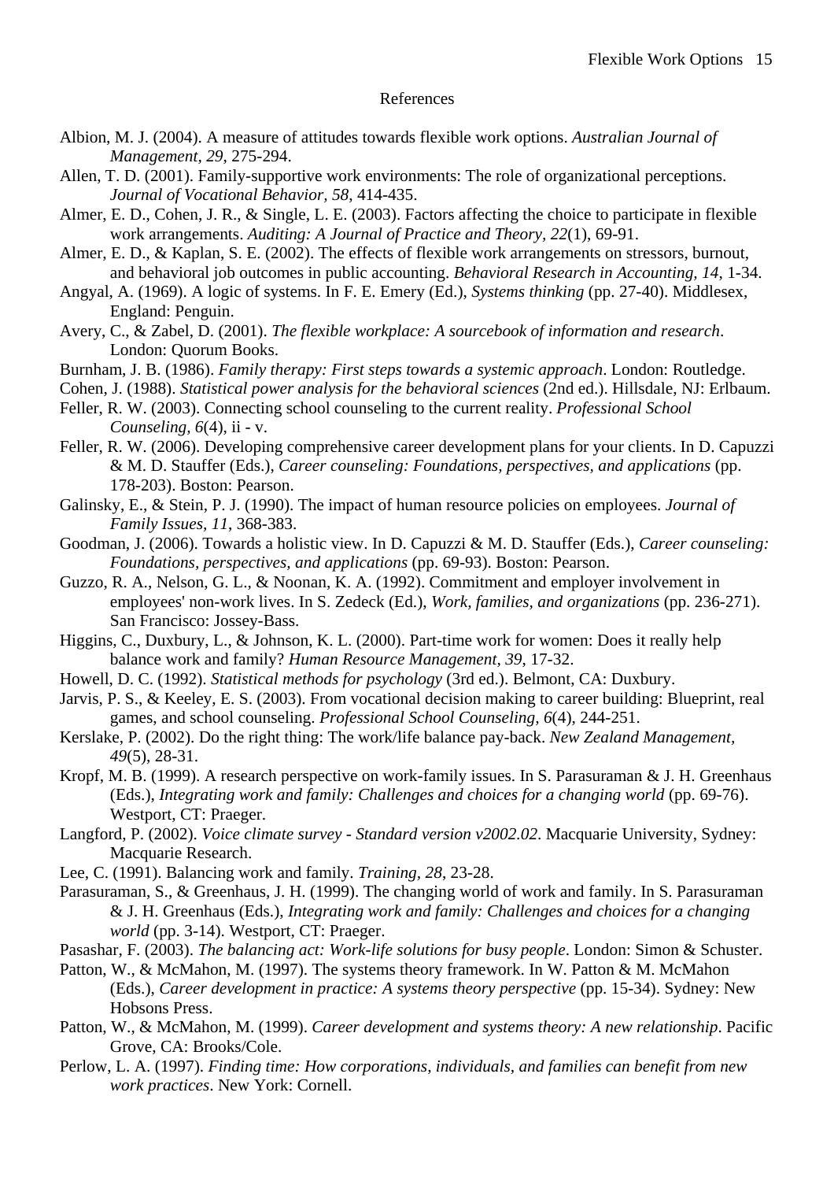## References

Albion, M. J. (2004). A measure of attitudes towards flexible work options. *Australian Journal of Management, 29*, 275-294.

Allen, T. D. (2001). Family-supportive work environments: The role of organizational perceptions. *Journal of Vocational Behavior, 58*, 414-435.

Almer, E. D., Cohen, J. R., & Single, L. E. (2003). Factors affecting the choice to participate in flexible work arrangements. *Auditing: A Journal of Practice and Theory, 22*(1), 69-91.

Almer, E. D., & Kaplan, S. E. (2002). The effects of flexible work arrangements on stressors, burnout, and behavioral job outcomes in public accounting. *Behavioral Research in Accounting, 14*, 1-34.

Angyal, A. (1969). A logic of systems. In F. E. Emery (Ed.), *Systems thinking* (pp. 27-40). Middlesex, England: Penguin.

Avery, C., & Zabel, D. (2001). *The flexible workplace: A sourcebook of information and research*. London: Quorum Books.

Burnham, J. B. (1986). *Family therapy: First steps towards a systemic approach*. London: Routledge.

Cohen, J. (1988). *Statistical power analysis for the behavioral sciences* (2nd ed.). Hillsdale, NJ: Erlbaum.

Feller, R. W. (2003). Connecting school counseling to the current reality. *Professional School Counseling, 6*(4), ii - v.

Feller, R. W. (2006). Developing comprehensive career development plans for your clients. In D. Capuzzi & M. D. Stauffer (Eds.), *Career counseling: Foundations, perspectives, and applications* (pp. 178-203). Boston: Pearson.

Galinsky, E., & Stein, P. J. (1990). The impact of human resource policies on employees. *Journal of Family Issues, 11*, 368-383.

Goodman, J. (2006). Towards a holistic view. In D. Capuzzi & M. D. Stauffer (Eds.), *Career counseling: Foundations, perspectives, and applications* (pp. 69-93). Boston: Pearson.

Guzzo, R. A., Nelson, G. L., & Noonan, K. A. (1992). Commitment and employer involvement in employees' non-work lives. In S. Zedeck (Ed.), *Work, families, and organizations* (pp. 236-271). San Francisco: Jossey-Bass.

Higgins, C., Duxbury, L., & Johnson, K. L. (2000). Part-time work for women: Does it really help balance work and family? *Human Resource Management, 39*, 17-32.

Howell, D. C. (1992). *Statistical methods for psychology* (3rd ed.). Belmont, CA: Duxbury.

Jarvis, P. S., & Keeley, E. S. (2003). From vocational decision making to career building: Blueprint, real games, and school counseling. *Professional School Counseling, 6*(4), 244-251.

Kerslake, P. (2002). Do the right thing: The work/life balance pay-back. *New Zealand Management, 49*(5), 28-31.

Kropf, M. B. (1999). A research perspective on work-family issues. In S. Parasuraman & J. H. Greenhaus (Eds.), *Integrating work and family: Challenges and choices for a changing world* (pp. 69-76). Westport, CT: Praeger.

Langford, P. (2002). *Voice climate survey - Standard version v2002.02*. Macquarie University, Sydney: Macquarie Research.

Lee, C. (1991). Balancing work and family. *Training, 28*, 23-28.

Parasuraman, S., & Greenhaus, J. H. (1999). The changing world of work and family. In S. Parasuraman & J. H. Greenhaus (Eds.), *Integrating work and family: Challenges and choices for a changing world* (pp. 3-14). Westport, CT: Praeger.

Pasashar, F. (2003). *The balancing act: Work-life solutions for busy people*. London: Simon & Schuster.

Patton, W., & McMahon, M. (1997). The systems theory framework. In W. Patton & M. McMahon (Eds.), *Career development in practice: A systems theory perspective* (pp. 15-34). Sydney: New Hobsons Press.

Patton, W., & McMahon, M. (1999). *Career development and systems theory: A new relationship*. Pacific Grove, CA: Brooks/Cole.

Perlow, L. A. (1997). *Finding time: How corporations, individuals, and families can benefit from new work practices*. New York: Cornell.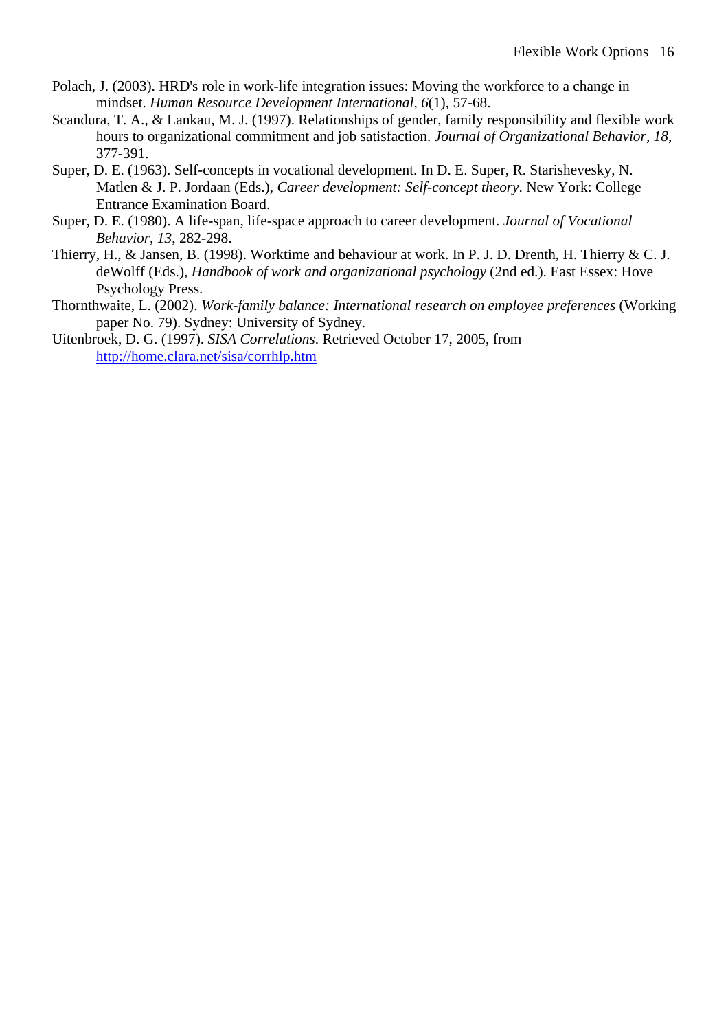Polach, J. (2003). HRD's role in work-life integration issues: Moving the workforce to a change in mindset. *Human Resource Development International, 6*(1), 57-68.

Scandura, T. A., & Lankau, M. J. (1997). Relationships of gender, family responsibility and flexible work hours to organizational commitment and job satisfaction. *Journal of Organizational Behavior, 18*, 377-391.

Super, D. E. (1963). Self-concepts in vocational development. In D. E. Super, R. Starishevesky, N. Matlen & J. P. Jordaan (Eds.), *Career development: Self-concept theory*. New York: College Entrance Examination Board.

Super, D. E. (1980). A life-span, life-space approach to career development. *Journal of Vocational Behavior, 13*, 282-298.

Thierry, H., & Jansen, B. (1998). Worktime and behaviour at work. In P. J. D. Drenth, H. Thierry & C. J. deWolff (Eds.), *Handbook of work and organizational psychology* (2nd ed.). East Essex: Hove Psychology Press.

Thornthwaite, L. (2002). *Work-family balance: International research on employee preferences* (Working paper No. 79). Sydney: University of Sydney.

Uitenbroek, D. G. (1997). *SISA Correlations*. Retrieved October 17, 2005, from http://home.clara.net/sisa/corrhlp.htm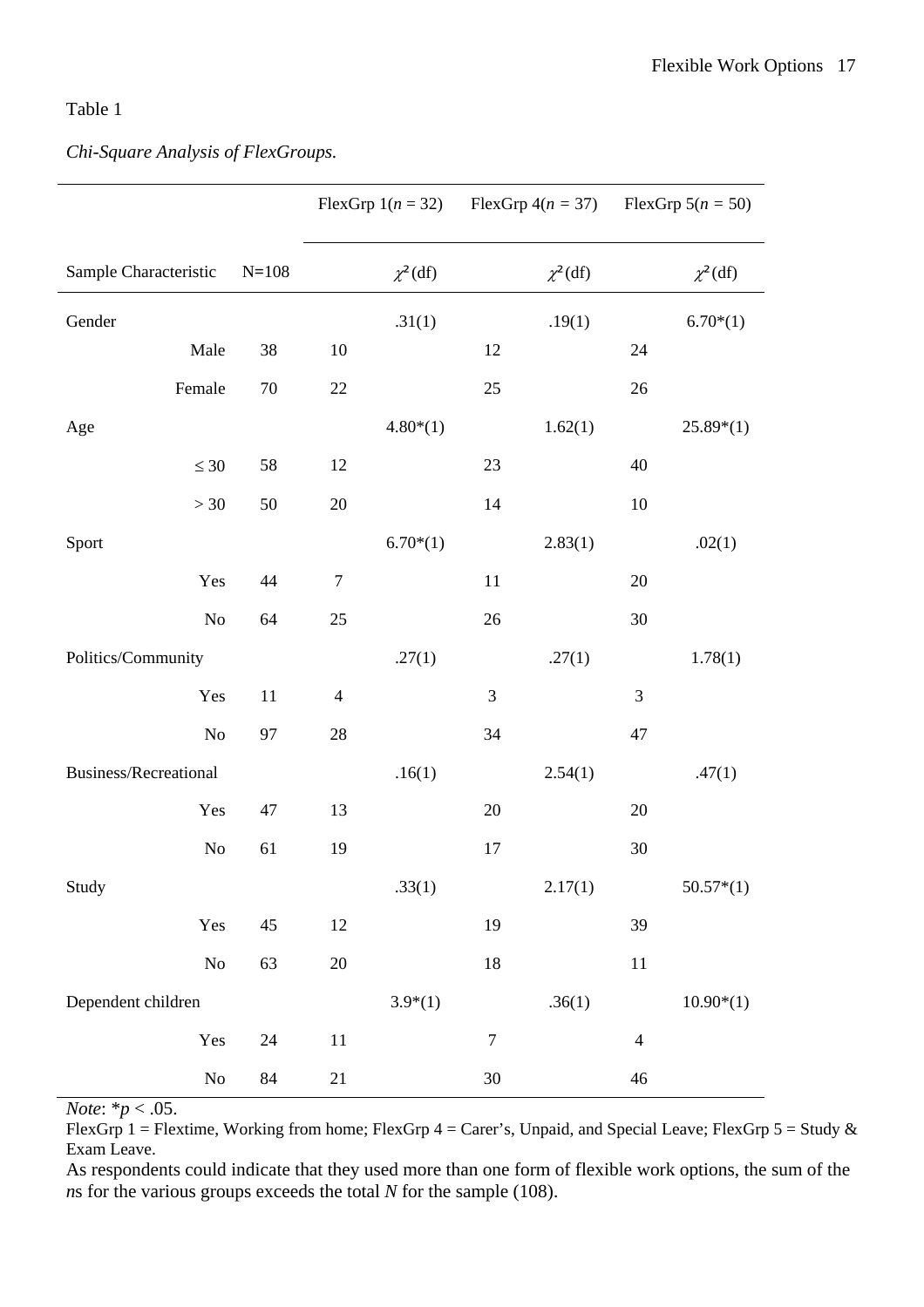Table 1

*Chi-Square Analysis of FlexGroups.*

| | | FlexGrp 1($n$ = 32) | | FlexGrp 4($n$ = 37) | | FlexGrp 5($n$ = 50) | |
|---|---|---|---|---|---|---|---|
| Sample Characteristic | N=108 | | $\chi^2$(df) | | $\chi^2$(df) | | $\chi^2$(df) |
| Gender | | | .31(1) | | .19(1) | | 6.70*(1) |
| Male | 38 | 10 | | 12 | | 24 | |
| Female | 70 | 22 | | 25 | | 26 | |
| Age | | | 4.80*(1) | | 1.62(1) | | 25.89*(1) |
| ≤ 30 | 58 | 12 | | 23 | | 40 | |
| > 30 | 50 | 20 | | 14 | | 10 | |
| Sport | | | 6.70*(1) | | 2.83(1) | | .02(1) |
| Yes | 44 | 7 | | 11 | | 20 | |
| No | 64 | 25 | | 26 | | 30 | |
| Politics/Community | | | .27(1) | | .27(1) | | 1.78(1) |
| Yes | 11 | 4 | | 3 | | 3 | |
| No | 97 | 28 | | 34 | | 47 | |
| Business/Recreational | | | .16(1) | | 2.54(1) | | .47(1) |
| Yes | 47 | 13 | | 20 | | 20 | |
| No | 61 | 19 | | 17 | | 30 | |
| Study | | | .33(1) | | 2.17(1) | | 50.57*(1) |
| Yes | 45 | 12 | | 19 | | 39 | |
| No | 63 | 20 | | 18 | | 11 | |
| Dependent children | | | 3.9*(1) | | .36(1) | | 10.90*(1) |
| Yes | 24 | 11 | | 7 | | 4 | |
| No | 84 | 21 | | 30 | | 46 | |

*Note*: *$p$ < .05.

FlexGrp 1 = Flextime, Working from home; FlexGrp 4 = Carer's, Unpaid, and Special Leave; FlexGrp 5 = Study & Exam Leave.

As respondents could indicate that they used more than one form of flexible work options, the sum of the *n*s for the various groups exceeds the total *N* for the sample (108).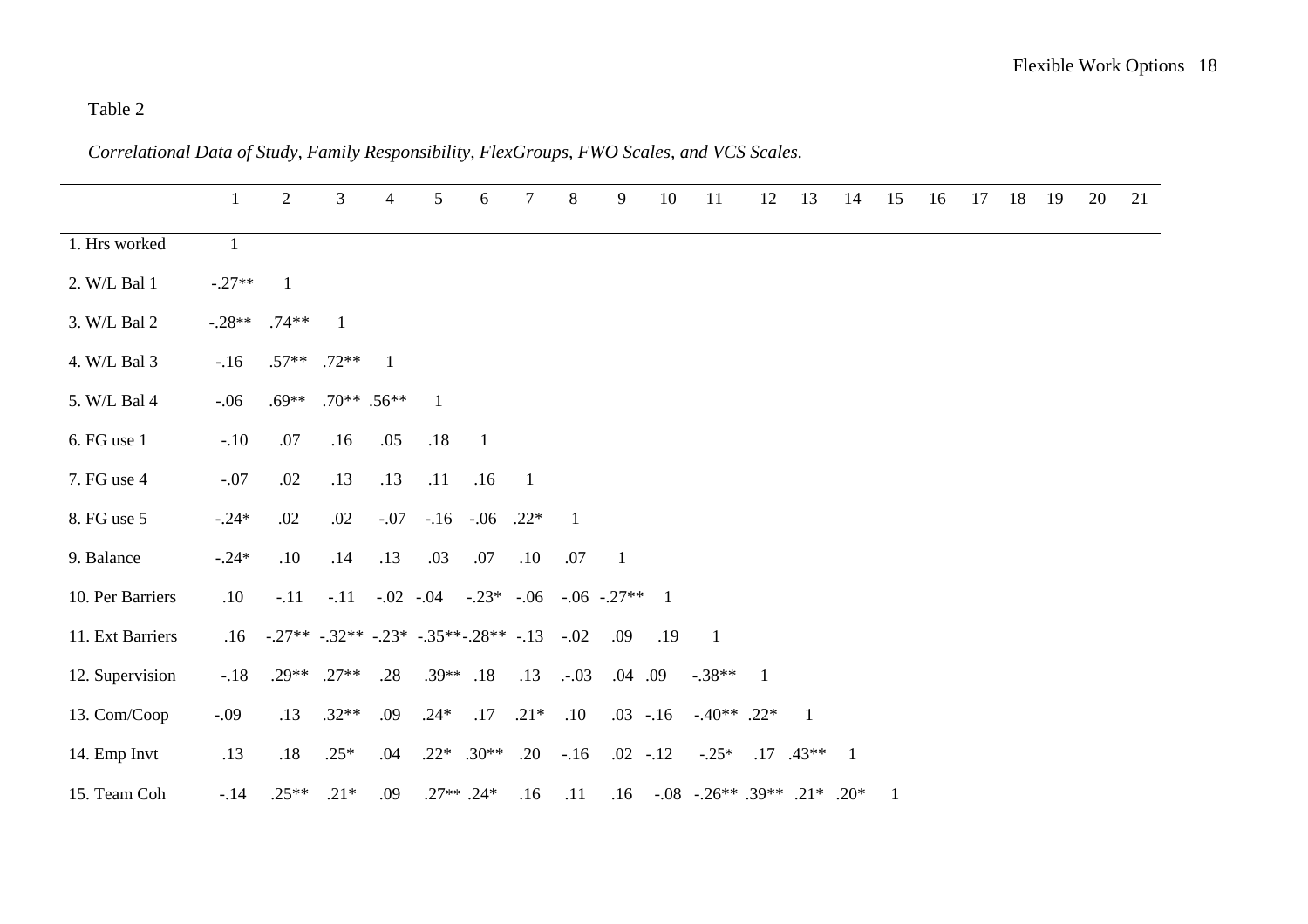Table 2

*Correlational Data of Study, Family Responsibility, FlexGroups, FWO Scales, and VCS Scales.*

| | 1 | 2 | 3 | 4 | 5 | 6 | 7 | 8 | 9 | 10 | 11 | 12 | 13 | 14 | 15 | 16 | 17 | 18 | 19 | 20 | 21 |
|---|---|---|---|---|---|---|---|---|---|---|---|---|---|---|---|---|---|---|---|---|---|
| 1. Hrs worked | 1 | | | | | | | | | | | | | | | | | | | | |
| 2. W/L Bal 1 | -.27** | 1 | | | | | | | | | | | | | | | | | | | |
| 3. W/L Bal 2 | -.28** | .74** | 1 | | | | | | | | | | | | | | | | | | |
| 4. W/L Bal 3 | -.16 | .57** | .72** | 1 | | | | | | | | | | | | | | | | | |
| 5. W/L Bal 4 | -.06 | .69** | .70** | .56** | 1 | | | | | | | | | | | | | | | | |
| 6. FG use 1 | -.10 | .07 | .16 | .05 | .18 | 1 | | | | | | | | | | | | | | | |
| 7. FG use 4 | -.07 | .02 | .13 | .13 | .11 | .16 | 1 | | | | | | | | | | | | | | |
| 8. FG use 5 | -.24* | .02 | .02 | -.07 | -.16 | -.06 | .22* | 1 | | | | | | | | | | | | | |
| 9. Balance | -.24* | .10 | .14 | .13 | .03 | .07 | .10 | .07 | 1 | | | | | | | | | | | | |
| 10. Per Barriers | .10 | -.11 | -.11 | -.02 | -.04 | -.23* | -.06 | -.06 | -.27** | 1 | | | | | | | | | | | |
| 11. Ext Barriers | .16 | -.27** | -.32** | -.23* | -.35** | -.28** | -.13 | -.02 | .09 | .19 | 1 | | | | | | | | | | |
| 12. Supervision | -.18 | .29** | .27** | .28 | .39** | .18 | .13 | .-.03 | .04 | .09 | -.38** | 1 | | | | | | | | | |
| 13. Com/Coop | -.09 | .13 | .32** | .09 | .24* | .17 | .21* | .10 | .03 | -.16 | -.40** | .22* | 1 | | | | | | | | |
| 14. Emp Invt | .13 | .18 | .25* | .04 | .22* | .30** | .20 | -.16 | .02 | -.12 | -.25* | .17 | .43** | 1 | | | | | | | |
| 15. Team Coh | -.14 | .25** | .21* | .09 | .27** | .24* | .16 | .11 | .16 | -.08 | -.26** | .39** | .21* | .20* | 1 | | | | | | |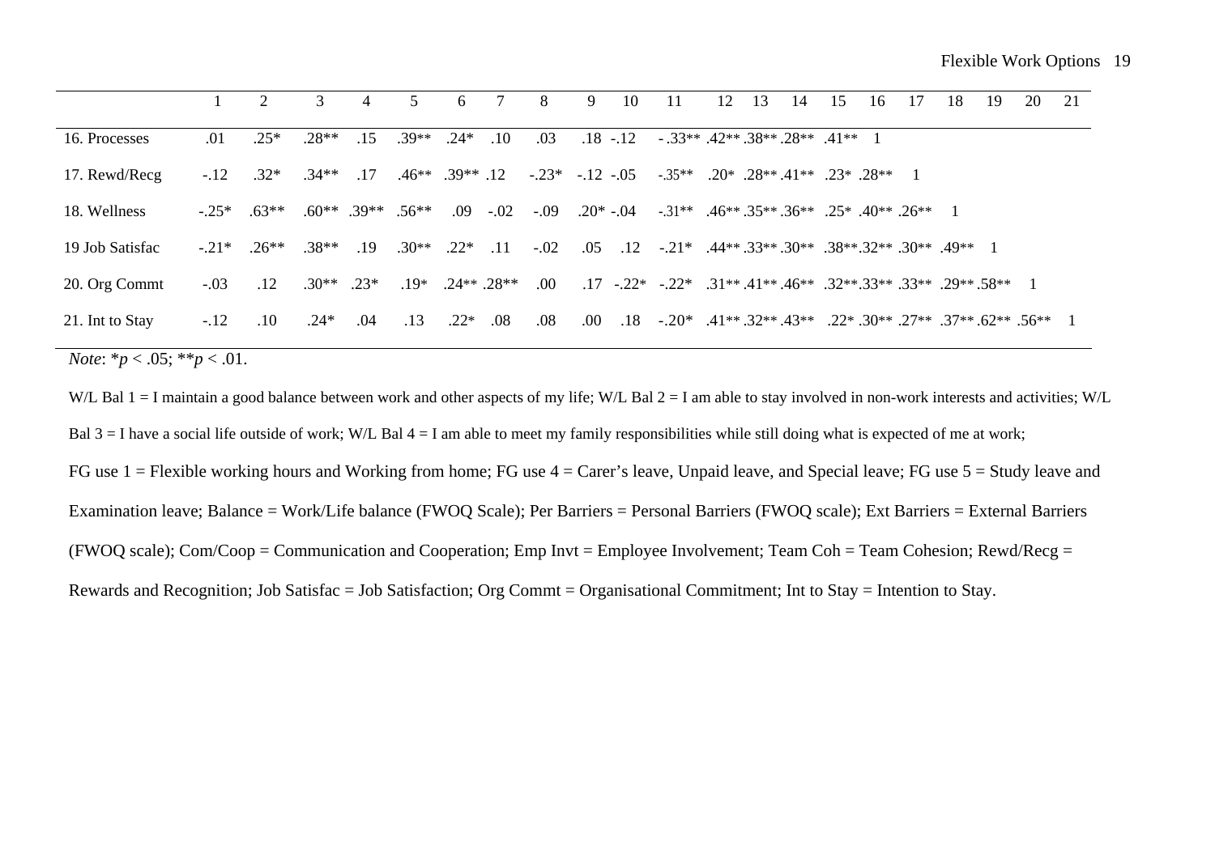| | 1 | 2 | 3 | 4 | 5 | 6 | 7 | 8 | 9 | 10 | 11 | 12 | 13 | 14 | 15 | 16 | 17 | 18 | 19 | 20 | 21 |
|---|---|---|---|---|---|---|---|---|---|---|---|---|---|---|---|---|---|---|---|---|---|
| 16. Processes | .01 | .25* | .28** | .15 | .39** | .24* | .10 | .03 | .18 | -.12 | -.33** | .42** | .38** | .28** | .41** | 1 | | | | | |
| 17. Rewd/Recg | -.12 | .32* | .34** | .17 | .46** | .39** | .12 | -.23* | -.12 | -.05 | -.35** | .20* | .28** | .41** | .23* | .28** | 1 | | | | |
| 18. Wellness | -.25* | .63** | .60** | .39** | .56** | .09 | -.02 | -.09 | .20* | -.04 | -.31** | .46** | .35** | .36** | .25* | .40** | .26** | 1 | | | |
| 19 Job Satisfac | -.21* | .26** | .38** | .19 | .30** | .22* | .11 | -.02 | .05 | .12 | -.21* | .44** | .33** | .30** | .38** | .32** | .30** | .49** | 1 | | |
| 20. Org Commt | -.03 | .12 | .30** | .23* | .19* | .24** | .28** | .00 | .17 | -.22* | -.22* | .31** | .41** | .46** | .32** | .33** | .33** | .29** | .58** | 1 | |
| 21. Int to Stay | -.12 | .10 | .24* | .04 | .13 | .22* | .08 | .08 | .00 | .18 | -.20* | .41** | .32** | .43** | .22* | .30** | .27** | .37** | .62** | .56** | 1 |

*Note*: $*p < .05$; $**p < .01$.

W/L Bal 1 = I maintain a good balance between work and other aspects of my life; W/L Bal 2 = I am able to stay involved in non-work interests and activities; W/L Bal 3 = I have a social life outside of work; W/L Bal 4 = I am able to meet my family responsibilities while still doing what is expected of me at work;

FG use 1 = Flexible working hours and Working from home; FG use 4 = Carer's leave, Unpaid leave, and Special leave; FG use 5 = Study leave and Examination leave; Balance = Work/Life balance (FWOQ Scale); Per Barriers = Personal Barriers (FWOQ scale); Ext Barriers = External Barriers (FWOQ scale); Com/Coop = Communication and Cooperation; Emp Invt = Employee Involvement; Team Coh = Team Cohesion; Rewd/Recg = Rewards and Recognition; Job Satisfac = Job Satisfaction; Org Commt = Organisational Commitment; Int to Stay = Intention to Stay.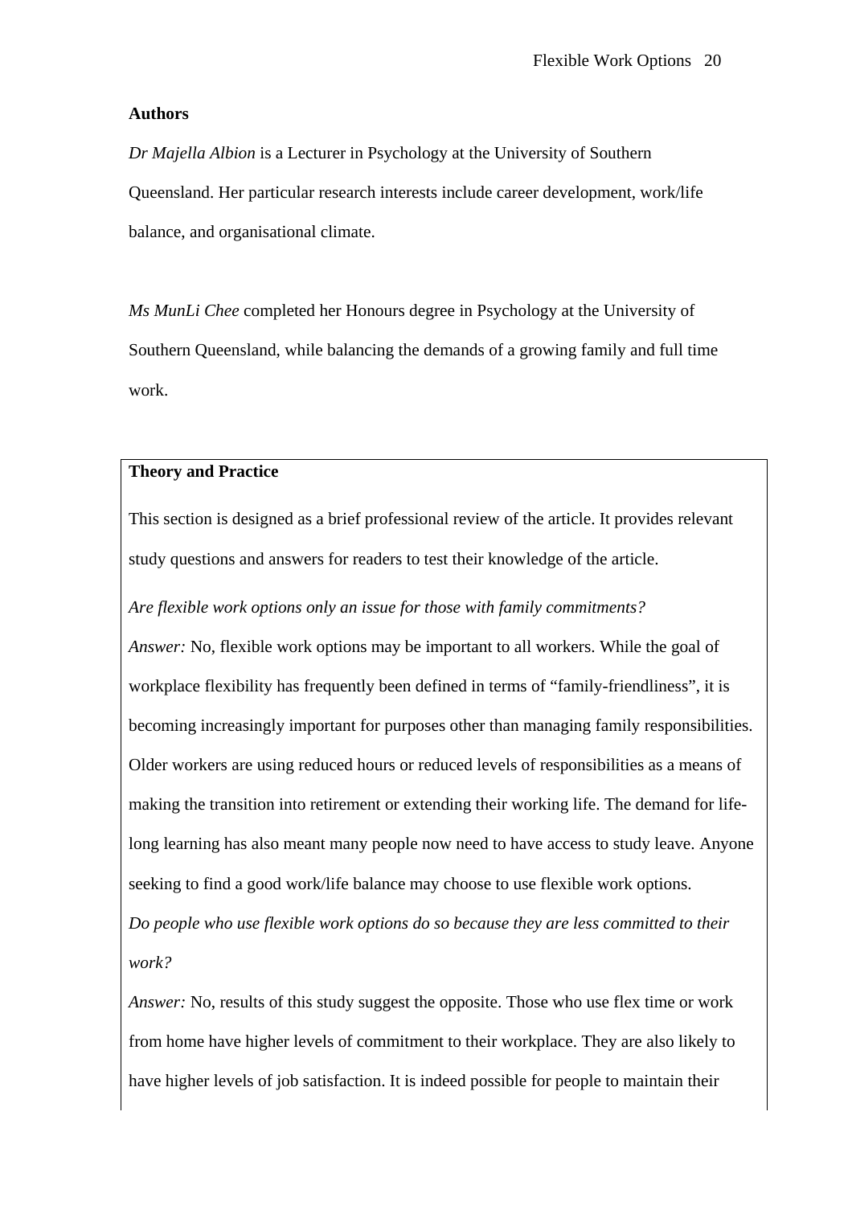**Authors**

*Dr Majella Albion* is a Lecturer in Psychology at the University of Southern Queensland. Her particular research interests include career development, work/life balance, and organisational climate.

*Ms MunLi Chee* completed her Honours degree in Psychology at the University of Southern Queensland, while balancing the demands of a growing family and full time work.

**Theory and Practice**

This section is designed as a brief professional review of the article. It provides relevant study questions and answers for readers to test their knowledge of the article.

*Are flexible work options only an issue for those with family commitments?*

*Answer:* No, flexible work options may be important to all workers. While the goal of workplace flexibility has frequently been defined in terms of "family-friendliness", it is becoming increasingly important for purposes other than managing family responsibilities. Older workers are using reduced hours or reduced levels of responsibilities as a means of making the transition into retirement or extending their working life. The demand for life-long learning has also meant many people now need to have access to study leave. Anyone seeking to find a good work/life balance may choose to use flexible work options.

*Do people who use flexible work options do so because they are less committed to their work?*

*Answer:* No, results of this study suggest the opposite. Those who use flex time or work from home have higher levels of commitment to their workplace. They are also likely to have higher levels of job satisfaction. It is indeed possible for people to maintain their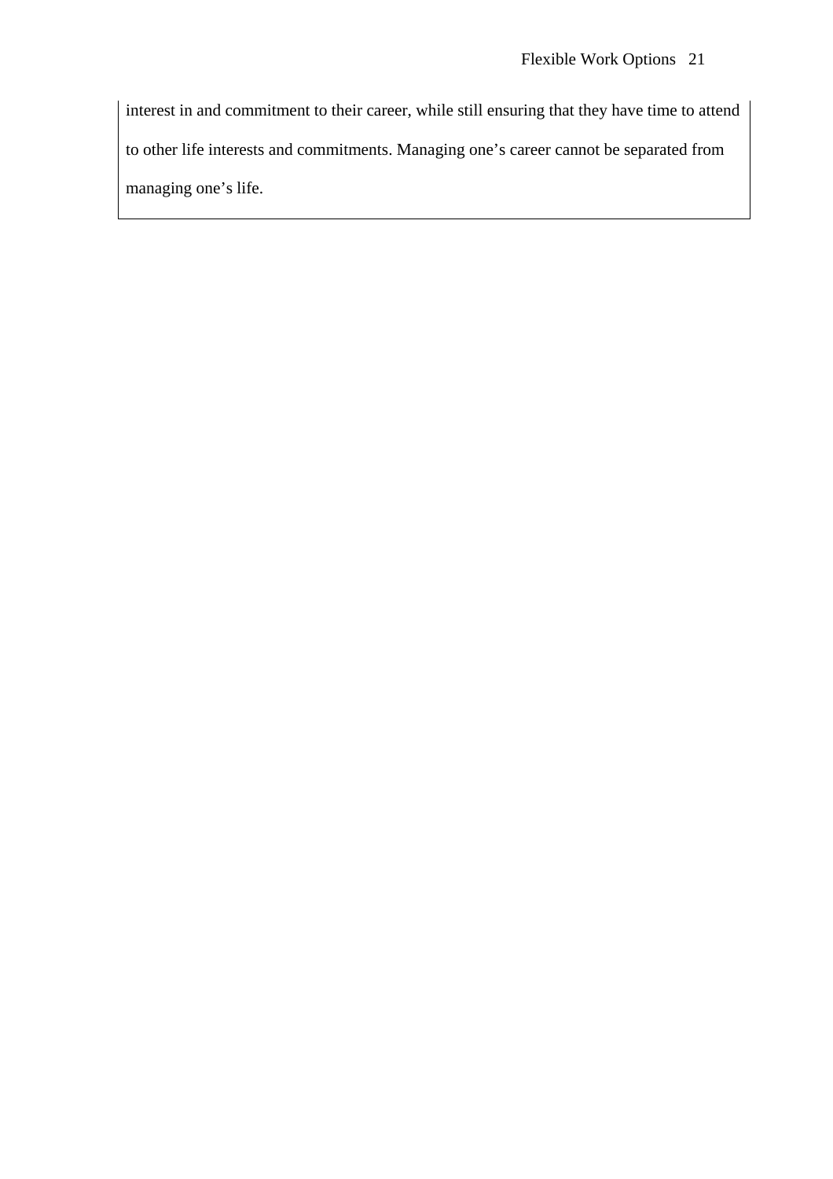interest in and commitment to their career, while still ensuring that they have time to attend to other life interests and commitments. Managing one's career cannot be separated from managing one's life.